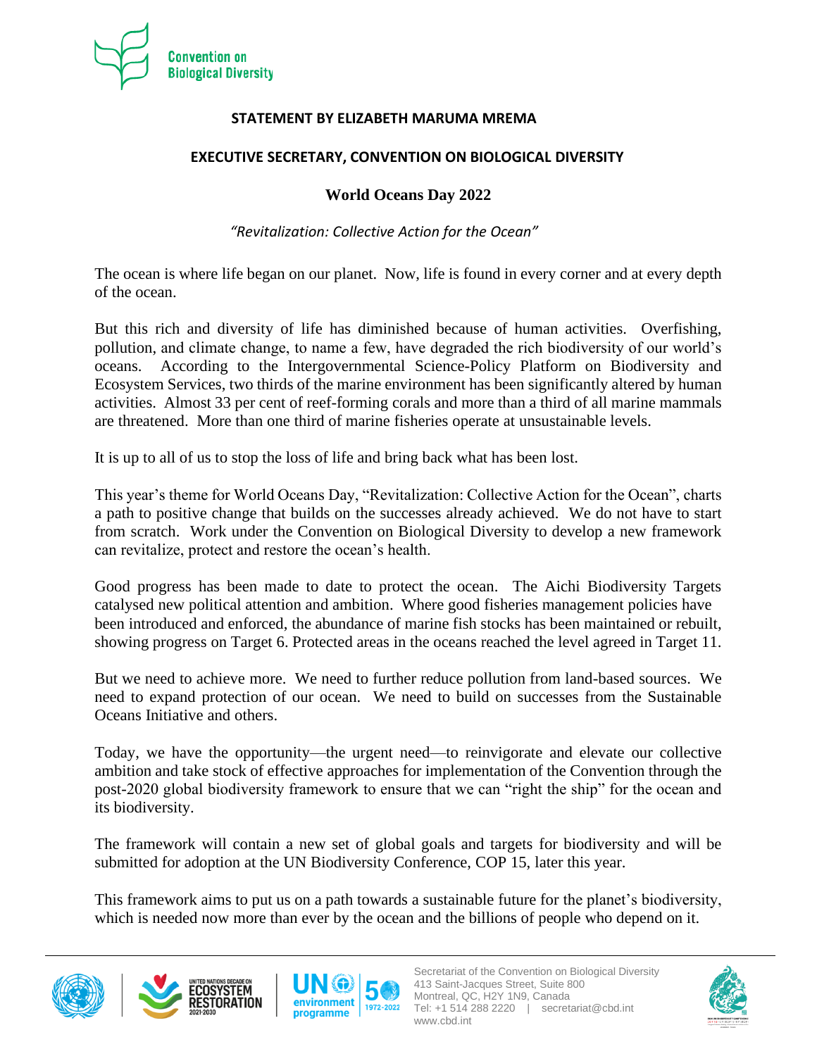Convention on Biological Diversity

**STATEMENT BY ELIZABETH MARUMA MREMA**

**EXECUTIVE SECRETARY, CONVENTION ON BIOLOGICAL DIVERSITY**

**World Oceans Day 2022**

*"Revitalization: Collective Action for the Ocean"*

The ocean is where life began on our planet. Now, life is found in every corner and at every depth of the ocean.

But this rich and diversity of life has diminished because of human activities. Overfishing, pollution, and climate change, to name a few, have degraded the rich biodiversity of our world's oceans. According to the Intergovernmental Science-Policy Platform on Biodiversity and Ecosystem Services, two thirds of the marine environment has been significantly altered by human activities. Almost 33 per cent of reef-forming corals and more than a third of all marine mammals are threatened. More than one third of marine fisheries operate at unsustainable levels.

It is up to all of us to stop the loss of life and bring back what has been lost.

This year's theme for World Oceans Day, "Revitalization: Collective Action for the Ocean", charts a path to positive change that builds on the successes already achieved. We do not have to start from scratch. Work under the Convention on Biological Diversity to develop a new framework can revitalize, protect and restore the ocean's health.

Good progress has been made to date to protect the ocean. The Aichi Biodiversity Targets catalysed new political attention and ambition. Where good fisheries management policies have been introduced and enforced, the abundance of marine fish stocks has been maintained or rebuilt, showing progress on Target 6. Protected areas in the oceans reached the level agreed in Target 11.

But we need to achieve more. We need to further reduce pollution from land-based sources. We need to expand protection of our ocean. We need to build on successes from the Sustainable Oceans Initiative and others.

Today, we have the opportunity—the urgent need—to reinvigorate and elevate our collective ambition and take stock of effective approaches for implementation of the Convention through the post-2020 global biodiversity framework to ensure that we can "right the ship" for the ocean and its biodiversity.

The framework will contain a new set of global goals and targets for biodiversity and will be submitted for adoption at the UN Biodiversity Conference, COP 15, later this year.

This framework aims to put us on a path towards a sustainable future for the planet's biodiversity, which is needed now more than ever by the ocean and the billions of people who depend on it.

Secretariat of the Convention on Biological Diversity
413 Saint-Jacques Street, Suite 800
Montreal, QC, H2Y 1N9, Canada
Tel: +1 514 288 2220 | secretariat@cbd.int
www.cbd.int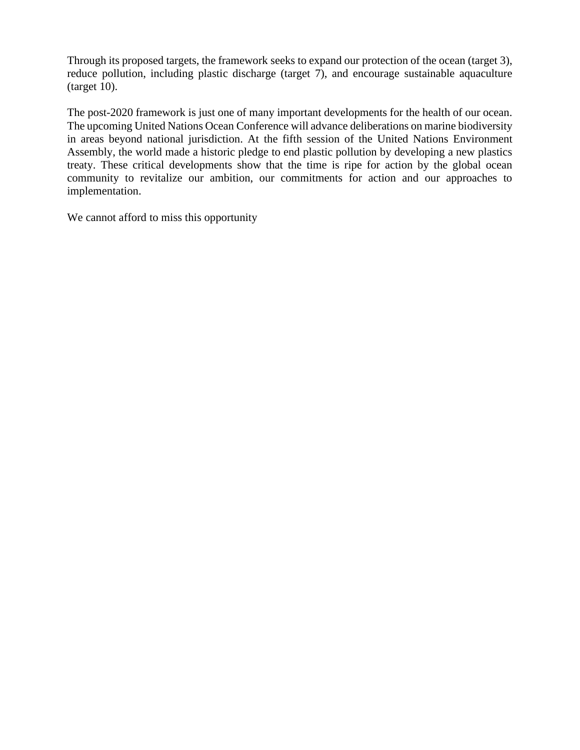Through its proposed targets, the framework seeks to expand our protection of the ocean (target 3), reduce pollution, including plastic discharge (target 7), and encourage sustainable aquaculture (target 10).

The post-2020 framework is just one of many important developments for the health of our ocean. The upcoming United Nations Ocean Conference will advance deliberations on marine biodiversity in areas beyond national jurisdiction. At the fifth session of the United Nations Environment Assembly, the world made a historic pledge to end plastic pollution by developing a new plastics treaty. These critical developments show that the time is ripe for action by the global ocean community to revitalize our ambition, our commitments for action and our approaches to implementation.

We cannot afford to miss this opportunity